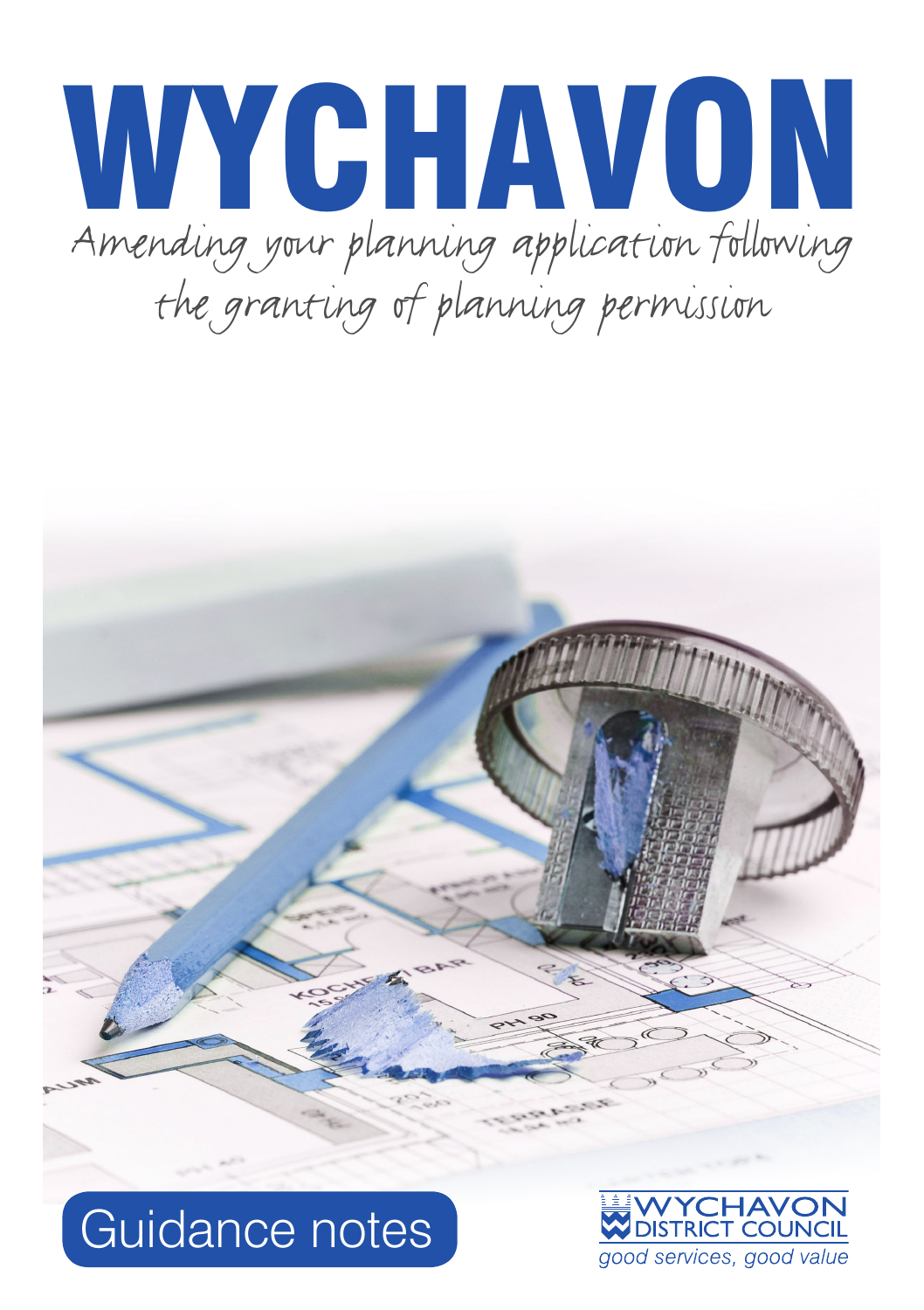# WYCHAVON

## Amending your planning application following the granting of planning permission

Guidance notes

WYCHAVON DISTRICT COUNCIL

*good services, good value*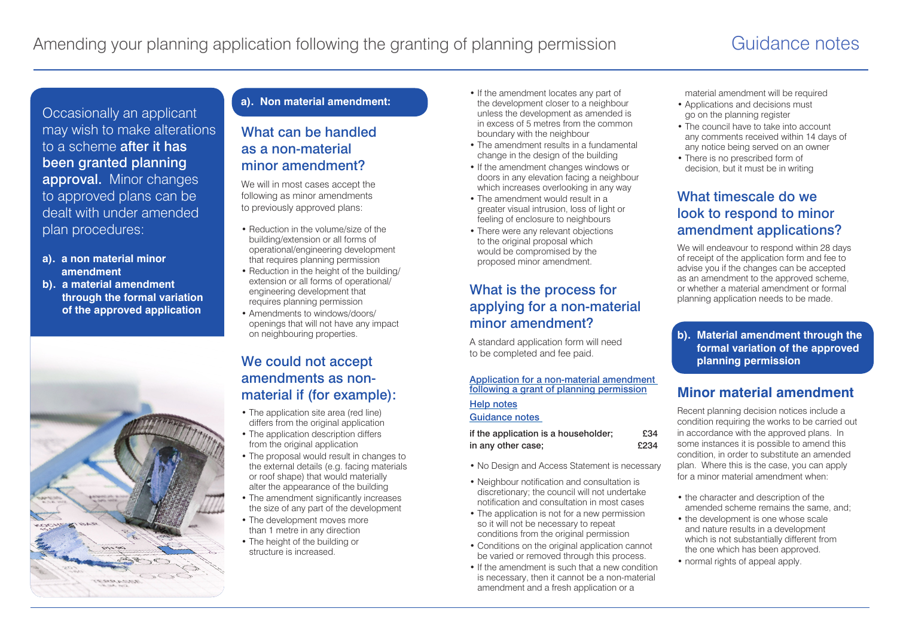# Amending your planning application following the granting of planning permission

Guidance notes

Occasionally an applicant may wish to make alterations to a scheme **after it has been granted planning approval.** Minor changes to approved plans can be dealt with under amended plan procedures:

- **a). a non material minor amendment**
- **b). a material amendment through the formal variation of the approved application**

## a). Non material amendment:

### What can be handled as a non-material minor amendment?

We will in most cases accept the following as minor amendments to previously approved plans:

- Reduction in the volume/size of the building/extension or all forms of operational/engineering development that requires planning permission
- Reduction in the height of the building/extension or all forms of operational/engineering development that requires planning permission
- Amendments to windows/doors/openings that will not have any impact on neighbouring properties.

### We could not accept amendments as non-material if (for example):

- The application site area (red line) differs from the original application
- The application description differs from the original application
- The proposal would result in changes to the external details (e.g. facing materials or roof shape) that would materially alter the appearance of the building
- The amendment significantly increases the size of any part of the development
- The development moves more than 1 metre in any direction
- The height of the building or structure is increased.
- If the amendment locates any part of the development closer to a neighbour unless the development as amended is in excess of 5 metres from the common boundary with the neighbour
- The amendment results in a fundamental change in the design of the building
- If the amendment changes windows or doors in any elevation facing a neighbour which increases overlooking in any way
- The amendment would result in a greater visual intrusion, loss of light or feeling of enclosure to neighbours
- There were any relevant objections to the original proposal which would be compromised by the proposed minor amendment.

### What is the process for applying for a non-material minor amendment?

A standard application form will need to be completed and fee paid.

Application for a non-material amendment following a grant of planning permission

Help notes

Guidance notes

| | |
|---|---|
| **if the application is a householder;** | £34 |
| **in any other case;** | £234 |

- No Design and Access Statement is necessary
- Neighbour notification and consultation is discretionary; the council will not undertake notification and consultation in most cases
- The application is not for a new permission so it will not be necessary to repeat conditions from the original permission
- Conditions on the original application cannot be varied or removed through this process.
- If the amendment is such that a new condition is necessary, then it cannot be a non-material amendment and a fresh application or a material amendment will be required
- Applications and decisions must go on the planning register
- The council have to take into account any comments received within 14 days of any notice being served on an owner
- There is no prescribed form of decision, but it must be in writing

### What timescale do we look to respond to minor amendment applications?

We will endeavour to respond within 28 days of receipt of the application form and fee to advise you if the changes can be accepted as an amendment to the approved scheme, or whether a material amendment or formal planning application needs to be made.

## b). Material amendment through the formal variation of the approved planning permission

### Minor material amendment

Recent planning decision notices include a condition requiring the works to be carried out in accordance with the approved plans. In some instances it is possible to amend this condition, in order to substitute an amended plan. Where this is the case, you can apply for a minor material amendment when:

- the character and description of the amended scheme remains the same, and;
- the development is one whose scale and nature results in a development which is not substantially different from the one which has been approved.
- normal rights of appeal apply.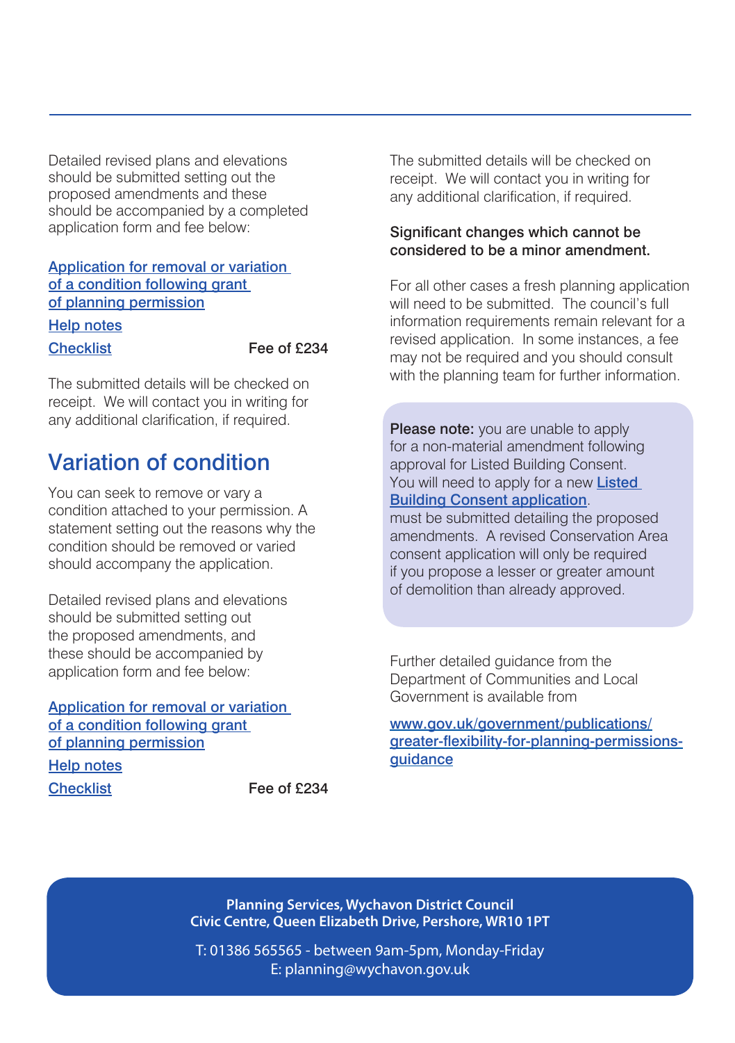Detailed revised plans and elevations should be submitted setting out the proposed amendments and these should be accompanied by a completed application form and fee below:

Application for removal or variation of a condition following grant of planning permission

Help notes

Checklist — Fee of £234

The submitted details will be checked on receipt. We will contact you in writing for any additional clarification, if required.

## Variation of condition

You can seek to remove or vary a condition attached to your permission. A statement setting out the reasons why the condition should be removed or varied should accompany the application.

Detailed revised plans and elevations should be submitted setting out the proposed amendments, and these should be accompanied by application form and fee below:

Application for removal or variation of a condition following grant of planning permission

Help notes

Checklist — Fee of £234

The submitted details will be checked on receipt. We will contact you in writing for any additional clarification, if required.

**Significant changes which cannot be considered to be a minor amendment.**

For all other cases a fresh planning application will need to be submitted. The council's full information requirements remain relevant for a revised application. In some instances, a fee may not be required and you should consult with the planning team for further information.

**Please note:** you are unable to apply for a non-material amendment following approval for Listed Building Consent. You will need to apply for a new **Listed Building Consent application**. must be submitted detailing the proposed amendments. A revised Conservation Area consent application will only be required if you propose a lesser or greater amount of demolition than already approved.

Further detailed guidance from the Department of Communities and Local Government is available from

www.gov.uk/government/publications/greater-flexibility-for-planning-permissions-guidance

**Planning Services, Wychavon District Council**
**Civic Centre, Queen Elizabeth Drive, Pershore, WR10 1PT**

T: 01386 565565 - between 9am-5pm, Monday-Friday
E: planning@wychavon.gov.uk